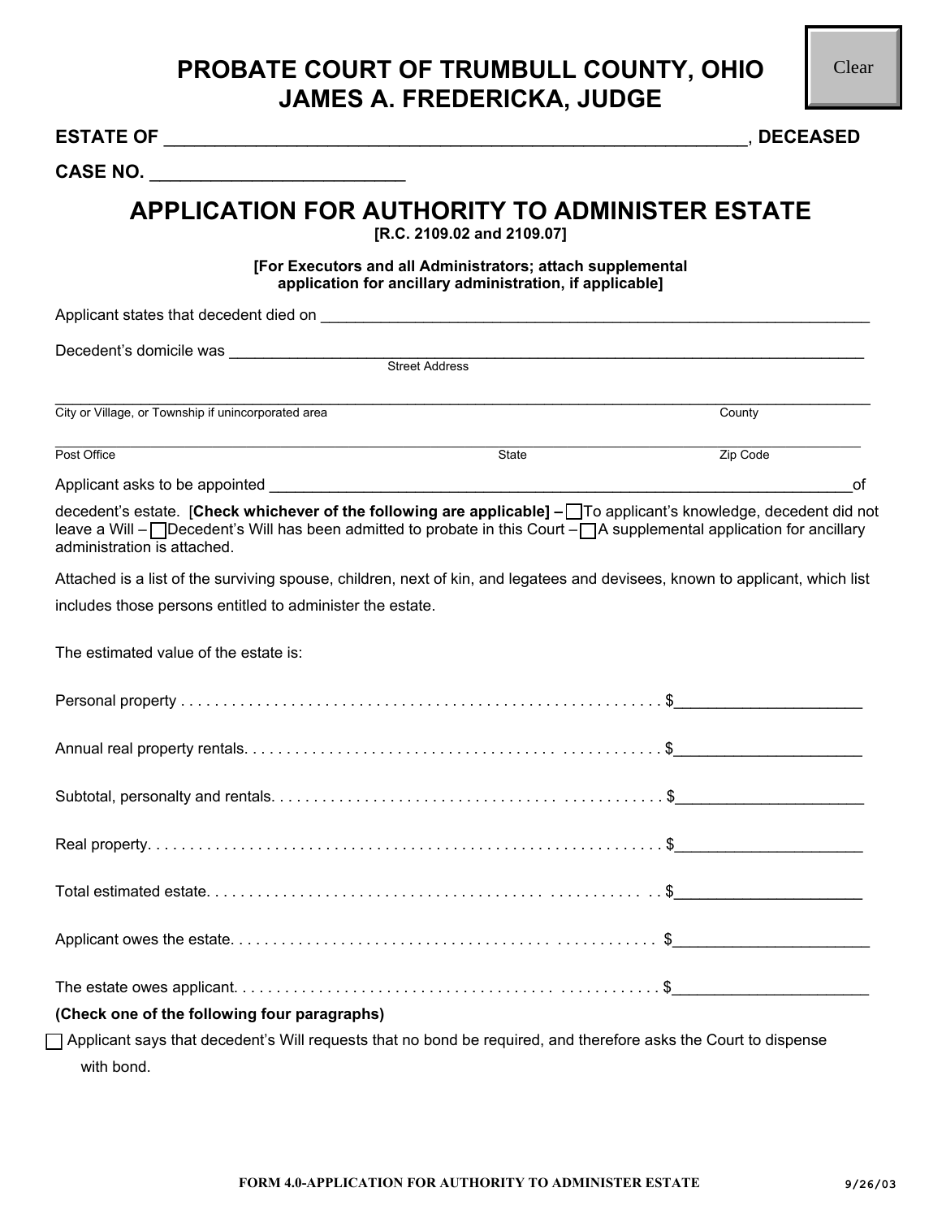# PROBATE COURT OF TRUMBULL COUNTY, OHIO
# JAMES A. FREDERICKA, JUDGE

**ESTATE OF** ____________________________________________________________, **DECEASED**

**CASE NO.** _________________________

## APPLICATION FOR AUTHORITY TO ADMINISTER ESTATE

**[R.C. 2109.02 and 2109.07]**

**[For Executors and all Administrators; attach supplemental application for ancillary administration, if applicable]**

Applicant states that decedent died on ____________________________________________________________________

Decedent's domicile was ______________________________________________________________________________
Street Address

________________________________________________________________________________________________
City or Village, or Township if unincorporated area County

________________________________________________________________________________________________
Post Office State Zip Code

Applicant asks to be appointed ________________________________________________________________________of decedent's estate. [**Check whichever of the following are applicable**] – ☐ To applicant's knowledge, decedent did not leave a Will – ☐ Decedent's Will has been admitted to probate in this Court – ☐ A supplemental application for ancillary administration is attached.

Attached is a list of the surviving spouse, children, next of kin, and legatees and devisees, known to applicant, which list includes those persons entitled to administer the estate.

The estimated value of the estate is:

Personal property . . . . . . . . . . . . . . . . . . . . . . . . . . . . . . . . . . . . . . . . . . . . . . . . . . . . . . . $_____________________

Annual real property rentals. . . . . . . . . . . . . . . . . . . . . . . . . . . . . . . . . . . . . . . . . . . . . . . . . $_____________________

Subtotal, personalty and rentals. . . . . . . . . . . . . . . . . . . . . . . . . . . . . . . . . . . . . . . . . . . . . $_____________________

Real property. . . . . . . . . . . . . . . . . . . . . . . . . . . . . . . . . . . . . . . . . . . . . . . . . . . . . . . . . . . . $_____________________

Total estimated estate. . . . . . . . . . . . . . . . . . . . . . . . . . . . . . . . . . . . . . . . . . . . . . . . . . . . . $_____________________

Applicant owes the estate. . . . . . . . . . . . . . . . . . . . . . . . . . . . . . . . . . . . . . . . . . . . . . . . . . $_____________________

The estate owes applicant. . . . . . . . . . . . . . . . . . . . . . . . . . . . . . . . . . . . . . . . . . . . . . . . . . $_____________________

**(Check one of the following four paragraphs)**

☐ Applicant says that decedent's Will requests that no bond be required, and therefore asks the Court to dispense with bond.

FORM 4.0-APPLICATION FOR AUTHORITY TO ADMINISTER ESTATE 9/26/03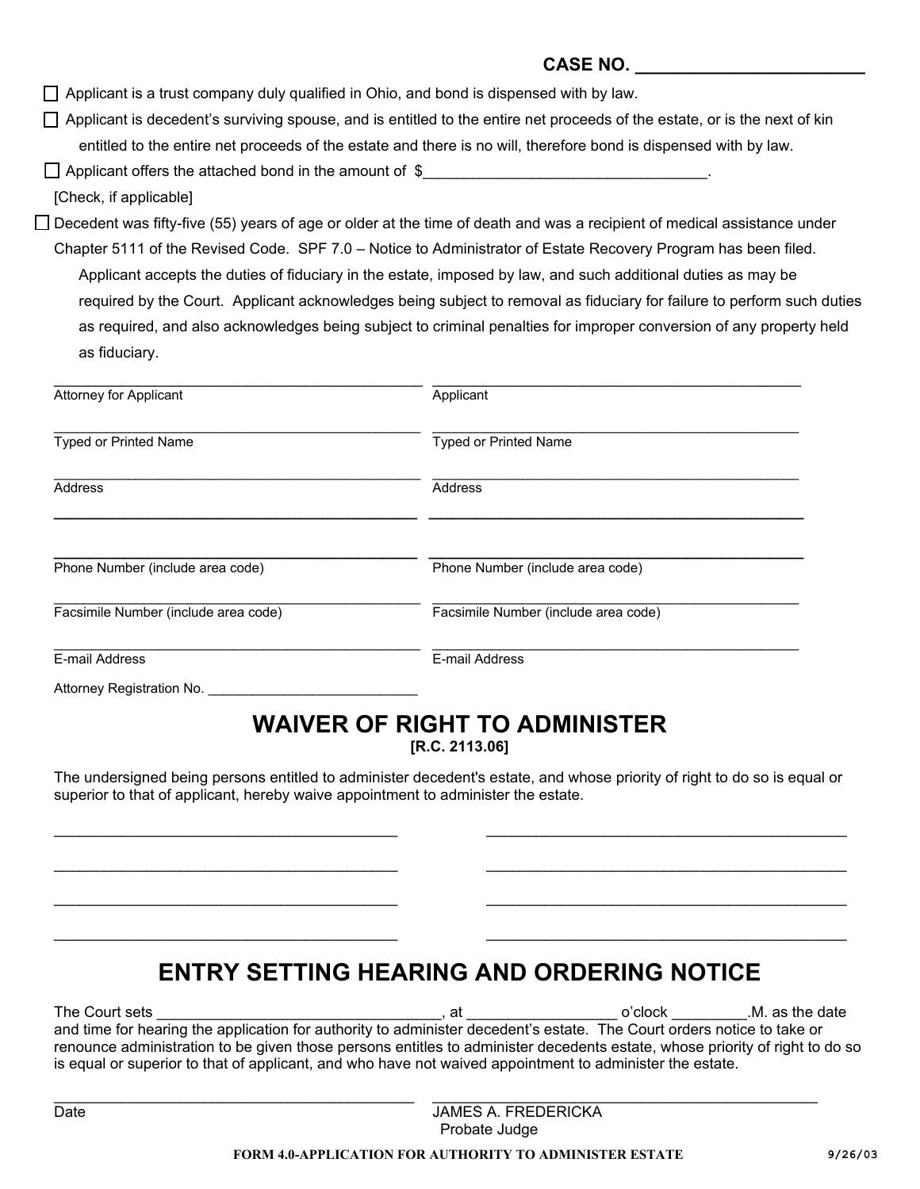CASE NO. ______________________

☐ Applicant is a trust company duly qualified in Ohio, and bond is dispensed with by law.

☐ Applicant is decedent's surviving spouse, and is entitled to the entire net proceeds of the estate, or is the next of kin entitled to the entire net proceeds of the estate and there is no will, therefore bond is dispensed with by law.

☐ Applicant offers the attached bond in the amount of $__________________________________.

[Check, if applicable]

☐ Decedent was fifty-five (55) years of age or older at the time of death and was a recipient of medical assistance under Chapter 5111 of the Revised Code. SPF 7.0 – Notice to Administrator of Estate Recovery Program has been filed.

Applicant accepts the duties of fiduciary in the estate, imposed by law, and such additional duties as may be required by the Court. Applicant acknowledges being subject to removal as fiduciary for failure to perform such duties as required, and also acknowledges being subject to criminal penalties for improper conversion of any property held as fiduciary.

| | |
|---|---|
| ______________________________ | ______________________________ |
| Attorney for Applicant | Applicant |
| ______________________________ | ______________________________ |
| Typed or Printed Name | Typed or Printed Name |
| ______________________________ | ______________________________ |
| Address | Address |
| ______________________________ | ______________________________ |
| ______________________________ | ______________________________ |
| Phone Number (include area code) | Phone Number (include area code) |
| ______________________________ | ______________________________ |
| Facsimile Number (include area code) | Facsimile Number (include area code) |
| ______________________________ | ______________________________ |
| E-mail Address | E-mail Address |

Attorney Registration No. ___________________________

# WAIVER OF RIGHT TO ADMINISTER

**[R.C. 2113.06]**

The undersigned being persons entitled to administer decedent's estate, and whose priority of right to do so is equal or superior to that of applicant, hereby waive appointment to administer the estate.

| | |
|---|---|
| ______________________________ | ______________________________ |
| ______________________________ | ______________________________ |
| ______________________________ | ______________________________ |
| ______________________________ | ______________________________ |

# ENTRY SETTING HEARING AND ORDERING NOTICE

The Court sets _________________________________, at _________________ o'clock _________.M. as the date and time for hearing the application for authority to administer decedent's estate. The Court orders notice to take or renounce administration to be given those persons entitles to administer decedents estate, whose priority of right to do so is equal or superior to that of applicant, and who have not waived appointment to administer the estate.

| | |
|---|---|
| ______________________________ | ______________________________ |
| Date | JAMES A. FREDERICKA<br>Probate Judge |

FORM 4.0-APPLICATION FOR AUTHORITY TO ADMINISTER ESTATE 9/26/03